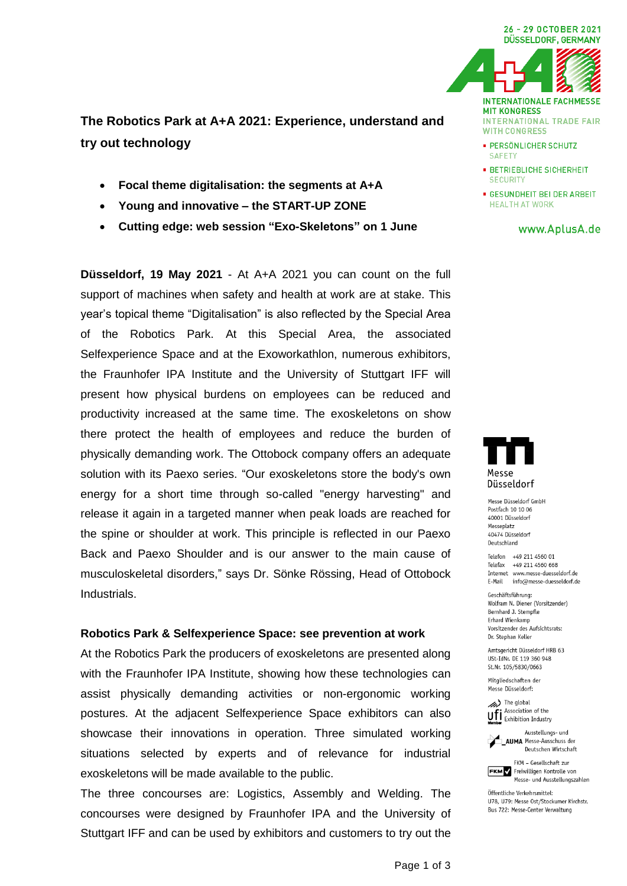26 - 29 OCTOBER 2021
DÜSSELDORF, GERMANY

INTERNATIONALE FACHMESSE MIT KONGRESS
INTERNATIONAL TRADE FAIR WITH CONGRESS

- PERSÖNLICHER SCHUTZ SAFETY
- BETRIEBLICHE SICHERHEIT SECURITY
- GESUNDHEIT BEI DER ARBEIT HEALTH AT WORK

www.AplusA.de

# The Robotics Park at A+A 2021: Experience, understand and try out technology

- **Focal theme digitalisation: the segments at A+A**
- **Young and innovative – the START-UP ZONE**
- **Cutting edge: web session “Exo-Skeletons” on 1 June**

**Düsseldorf, 19 May 2021** - At A+A 2021 you can count on the full support of machines when safety and health at work are at stake. This year’s topical theme “Digitalisation” is also reflected by the Special Area of the Robotics Park. At this Special Area, the associated Selfexperience Space and at the Exoworkathlon, numerous exhibitors, the Fraunhofer IPA Institute and the University of Stuttgart IFF will present how physical burdens on employees can be reduced and productivity increased at the same time. The exoskeletons on show there protect the health of employees and reduce the burden of physically demanding work. The Ottobock company offers an adequate solution with its Paexo series. “Our exoskeletons store the body's own energy for a short time through so-called "energy harvesting" and release it again in a targeted manner when peak loads are reached for the spine or shoulder at work. This principle is reflected in our Paexo Back and Paexo Shoulder and is our answer to the main cause of musculoskeletal disorders,” says Dr. Sönke Rössing, Head of Ottobock Industrials.

## Robotics Park & Selfexperience Space: see prevention at work

At the Robotics Park the producers of exoskeletons are presented along with the Fraunhofer IPA Institute, showing how these technologies can assist physically demanding activities or non-ergonomic working postures. At the adjacent Selfexperience Space exhibitors can also showcase their innovations in operation. Three simulated working situations selected by experts and of relevance for industrial exoskeletons will be made available to the public.

The three concourses are: Logistics, Assembly and Welding. The concourses were designed by Fraunhofer IPA and the University of Stuttgart IFF and can be used by exhibitors and customers to try out the

Messe Düsseldorf

Messe Düsseldorf GmbH
Postfach 10 10 06
40001 Düsseldorf
Messeplatz
40474 Düsseldorf
Deutschland

Telefon +49 211 4560 01
Telefax +49 211 4560 668
Internet www.messe-duesseldorf.de
E-Mail info@messe-duesseldorf.de

Geschäftsführung:
Wolfram N. Diener (Vorsitzender)
Bernhard J. Stempfle
Erhard Wienkamp
Vorsitzender des Aufsichtsrats:
Dr. Stephan Keller

Amtsgericht Düsseldorf HRB 63
USt-IdNr. DE 119 360 948
St.Nr. 105/5830/0663

Mitgliedschaften der Messe Düsseldorf:

ufi Member – The global Association of the Exhibition Industry

AUMA – Ausstellungs- und Messe-Ausschuss der Deutschen Wirtschaft

FKM – Gesellschaft zur Freiwilligen Kontrolle von Messe- und Ausstellungszahlen

Öffentliche Verkehrsmittel:
U78, U79: Messe Ost/Stockumer Kirchstr.
Bus 722: Messe-Center Verwaltung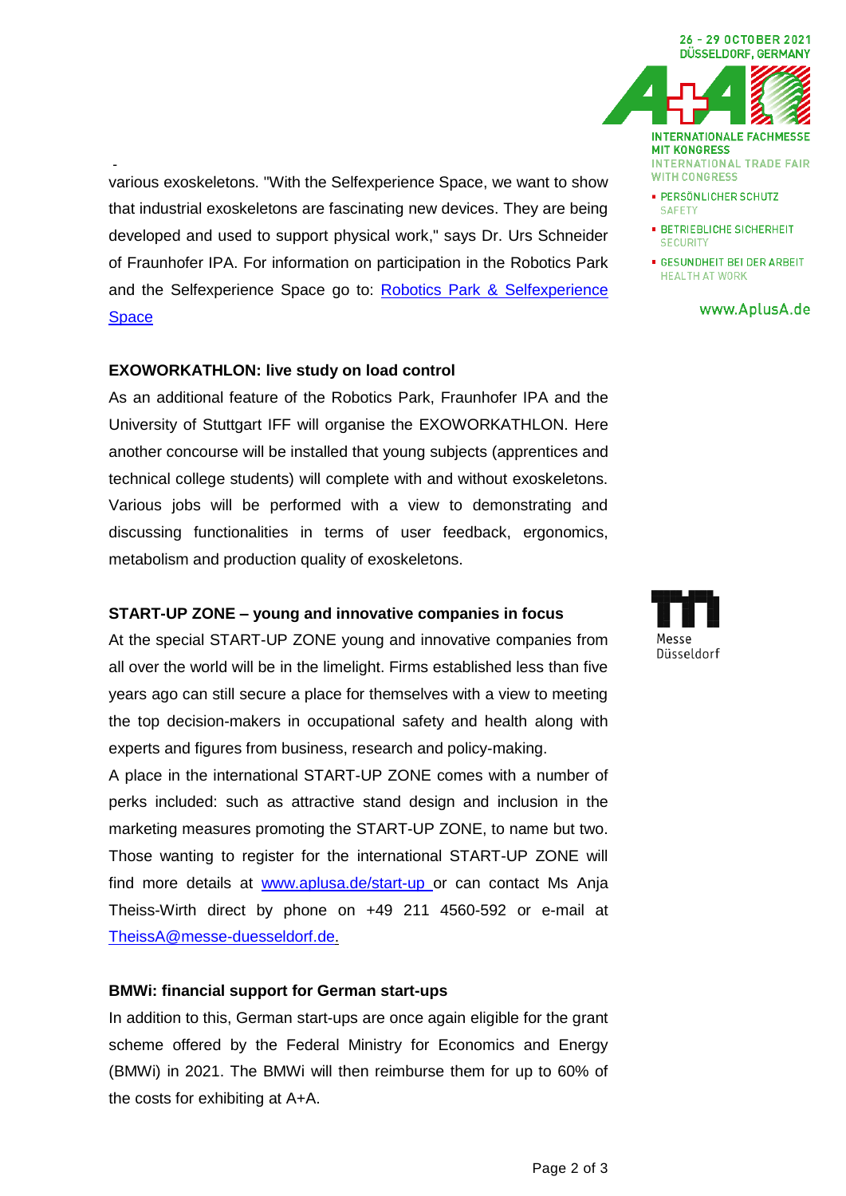various exoskeletons. "With the Selfexperience Space, we want to show that industrial exoskeletons are fascinating new devices. They are being developed and used to support physical work," says Dr. Urs Schneider of Fraunhofer IPA. For information on participation in the Robotics Park and the Selfexperience Space go to: Robotics Park & Selfexperience Space

**EXOWORKATHLON: live study on load control**

As an additional feature of the Robotics Park, Fraunhofer IPA and the University of Stuttgart IFF will organise the EXOWORKATHLON. Here another concourse will be installed that young subjects (apprentices and technical college students) will complete with and without exoskeletons. Various jobs will be performed with a view to demonstrating and discussing functionalities in terms of user feedback, ergonomics, metabolism and production quality of exoskeletons.

**START-UP ZONE – young and innovative companies in focus**

At the special START-UP ZONE young and innovative companies from all over the world will be in the limelight. Firms established less than five years ago can still secure a place for themselves with a view to meeting the top decision-makers in occupational safety and health along with experts and figures from business, research and policy-making.

A place in the international START-UP ZONE comes with a number of perks included: such as attractive stand design and inclusion in the marketing measures promoting the START-UP ZONE, to name but two. Those wanting to register for the international START-UP ZONE will find more details at www.aplusa.de/start-up or can contact Ms Anja Theiss-Wirth direct by phone on +49 211 4560-592 or e-mail at TheissA@messe-duesseldorf.de.

**BMWi: financial support for German start-ups**

In addition to this, German start-ups are once again eligible for the grant scheme offered by the Federal Ministry for Economics and Energy (BMWi) in 2021. The BMWi will then reimburse them for up to 60% of the costs for exhibiting at A+A.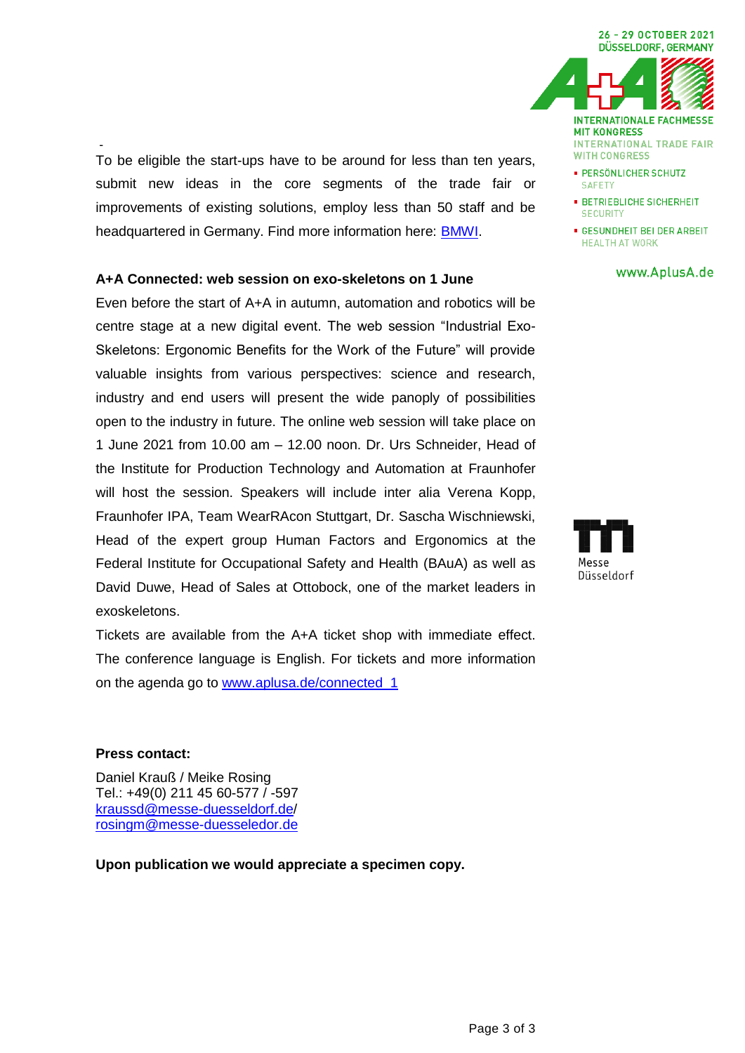-
To be eligible the start-ups have to be around for less than ten years, submit new ideas in the core segments of the trade fair or improvements of existing solutions, employ less than 50 staff and be headquartered in Germany. Find more information here: BMWI.

**A+A Connected: web session on exo-skeletons on 1 June**

Even before the start of A+A in autumn, automation and robotics will be centre stage at a new digital event. The web session "Industrial Exo-Skeletons: Ergonomic Benefits for the Work of the Future" will provide valuable insights from various perspectives: science and research, industry and end users will present the wide panoply of possibilities open to the industry in future. The online web session will take place on 1 June 2021 from 10.00 am – 12.00 noon. Dr. Urs Schneider, Head of the Institute for Production Technology and Automation at Fraunhofer will host the session. Speakers will include inter alia Verena Kopp, Fraunhofer IPA, Team WearRAcon Stuttgart, Dr. Sascha Wischniewski, Head of the expert group Human Factors and Ergonomics at the Federal Institute for Occupational Safety and Health (BAuA) as well as David Duwe, Head of Sales at Ottobock, one of the market leaders in exoskeletons.

Tickets are available from the A+A ticket shop with immediate effect. The conference language is English. For tickets and more information on the agenda go to www.aplusa.de/connected_1

**Press contact:**

Daniel Krauß / Meike Rosing
Tel.: +49(0) 211 45 60-577 / -597
kraussd@messe-duesseldorf.de/
rosingm@messe-duesseledor.de

**Upon publication we would appreciate a specimen copy.**